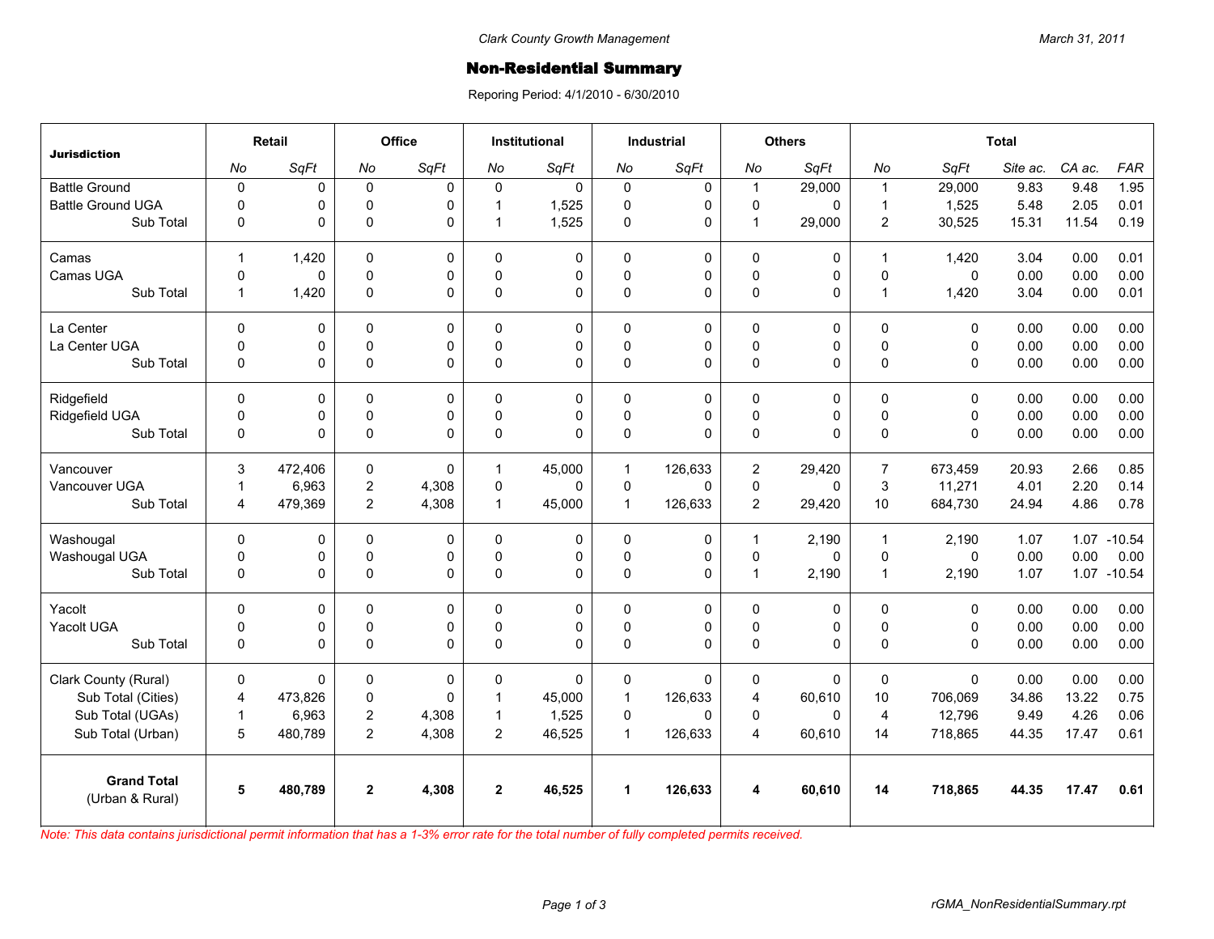Clark County Growth Management

March 31, 2011

# Non-Residential Summary

Reporing Period: 4/1/2010 - 6/30/2010

| Jurisdiction | Retail | | Office | | Institutional | | Industrial | | Others | | Total | | | | |
|---|---|---|---|---|---|---|---|---|---|---|---|---|---|---|---|
| | *No* | *SqFt* | *No* | *SqFt* | *No* | *SqFt* | *No* | *SqFt* | *No* | *SqFt* | *No* | *SqFt* | *Site ac.* | *CA ac.* | *FAR* |
| Battle Ground | 0 | 0 | 0 | 0 | 0 | 0 | 0 | 0 | 1 | 29,000 | 1 | 29,000 | 9.83 | 9.48 | 1.95 |
| Battle Ground UGA | 0 | 0 | 0 | 0 | 1 | 1,525 | 0 | 0 | 0 | 0 | 1 | 1,525 | 5.48 | 2.05 | 0.01 |
| Sub Total | 0 | 0 | 0 | 0 | 1 | 1,525 | 0 | 0 | 1 | 29,000 | 2 | 30,525 | 15.31 | 11.54 | 0.19 |
| Camas | 1 | 1,420 | 0 | 0 | 0 | 0 | 0 | 0 | 0 | 0 | 1 | 1,420 | 3.04 | 0.00 | 0.01 |
| Camas UGA | 0 | 0 | 0 | 0 | 0 | 0 | 0 | 0 | 0 | 0 | 0 | 0 | 0.00 | 0.00 | 0.00 |
| Sub Total | 1 | 1,420 | 0 | 0 | 0 | 0 | 0 | 0 | 0 | 0 | 1 | 1,420 | 3.04 | 0.00 | 0.01 |
| La Center | 0 | 0 | 0 | 0 | 0 | 0 | 0 | 0 | 0 | 0 | 0 | 0 | 0.00 | 0.00 | 0.00 |
| La Center UGA | 0 | 0 | 0 | 0 | 0 | 0 | 0 | 0 | 0 | 0 | 0 | 0 | 0.00 | 0.00 | 0.00 |
| Sub Total | 0 | 0 | 0 | 0 | 0 | 0 | 0 | 0 | 0 | 0 | 0 | 0 | 0.00 | 0.00 | 0.00 |
| Ridgefield | 0 | 0 | 0 | 0 | 0 | 0 | 0 | 0 | 0 | 0 | 0 | 0 | 0.00 | 0.00 | 0.00 |
| Ridgefield UGA | 0 | 0 | 0 | 0 | 0 | 0 | 0 | 0 | 0 | 0 | 0 | 0 | 0.00 | 0.00 | 0.00 |
| Sub Total | 0 | 0 | 0 | 0 | 0 | 0 | 0 | 0 | 0 | 0 | 0 | 0 | 0.00 | 0.00 | 0.00 |
| Vancouver | 3 | 472,406 | 0 | 0 | 1 | 45,000 | 1 | 126,633 | 2 | 29,420 | 7 | 673,459 | 20.93 | 2.66 | 0.85 |
| Vancouver UGA | 1 | 6,963 | 2 | 4,308 | 0 | 0 | 0 | 0 | 0 | 0 | 3 | 11,271 | 4.01 | 2.20 | 0.14 |
| Sub Total | 4 | 479,369 | 2 | 4,308 | 1 | 45,000 | 1 | 126,633 | 2 | 29,420 | 10 | 684,730 | 24.94 | 4.86 | 0.78 |
| Washougal | 0 | 0 | 0 | 0 | 0 | 0 | 0 | 0 | 1 | 2,190 | 1 | 2,190 | 1.07 | 1.07 | -10.54 |
| Washougal UGA | 0 | 0 | 0 | 0 | 0 | 0 | 0 | 0 | 0 | 0 | 0 | 0 | 0.00 | 0.00 | 0.00 |
| Sub Total | 0 | 0 | 0 | 0 | 0 | 0 | 0 | 0 | 1 | 2,190 | 1 | 2,190 | 1.07 | 1.07 | -10.54 |
| Yacolt | 0 | 0 | 0 | 0 | 0 | 0 | 0 | 0 | 0 | 0 | 0 | 0 | 0.00 | 0.00 | 0.00 |
| Yacolt UGA | 0 | 0 | 0 | 0 | 0 | 0 | 0 | 0 | 0 | 0 | 0 | 0 | 0.00 | 0.00 | 0.00 |
| Sub Total | 0 | 0 | 0 | 0 | 0 | 0 | 0 | 0 | 0 | 0 | 0 | 0 | 0.00 | 0.00 | 0.00 |
| Clark County (Rural) | 0 | 0 | 0 | 0 | 0 | 0 | 0 | 0 | 0 | 0 | 0 | 0 | 0.00 | 0.00 | 0.00 |
| Sub Total (Cities) | 4 | 473,826 | 0 | 0 | 1 | 45,000 | 1 | 126,633 | 4 | 60,610 | 10 | 706,069 | 34.86 | 13.22 | 0.75 |
| Sub Total (UGAs) | 1 | 6,963 | 2 | 4,308 | 1 | 1,525 | 0 | 0 | 0 | 0 | 4 | 12,796 | 9.49 | 4.26 | 0.06 |
| Sub Total (Urban) | 5 | 480,789 | 2 | 4,308 | 2 | 46,525 | 1 | 126,633 | 4 | 60,610 | 14 | 718,865 | 44.35 | 17.47 | 0.61 |
| **Grand Total** (Urban & Rural) | **5** | **480,789** | **2** | **4,308** | **2** | **46,525** | **1** | **126,633** | **4** | **60,610** | **14** | **718,865** | **44.35** | **17.47** | **0.61** |

*Note: This data contains jurisdictional permit information that has a 1-3% error rate for the total number of fully completed permits received.*

rGMA_NonResidentialSummary.rpt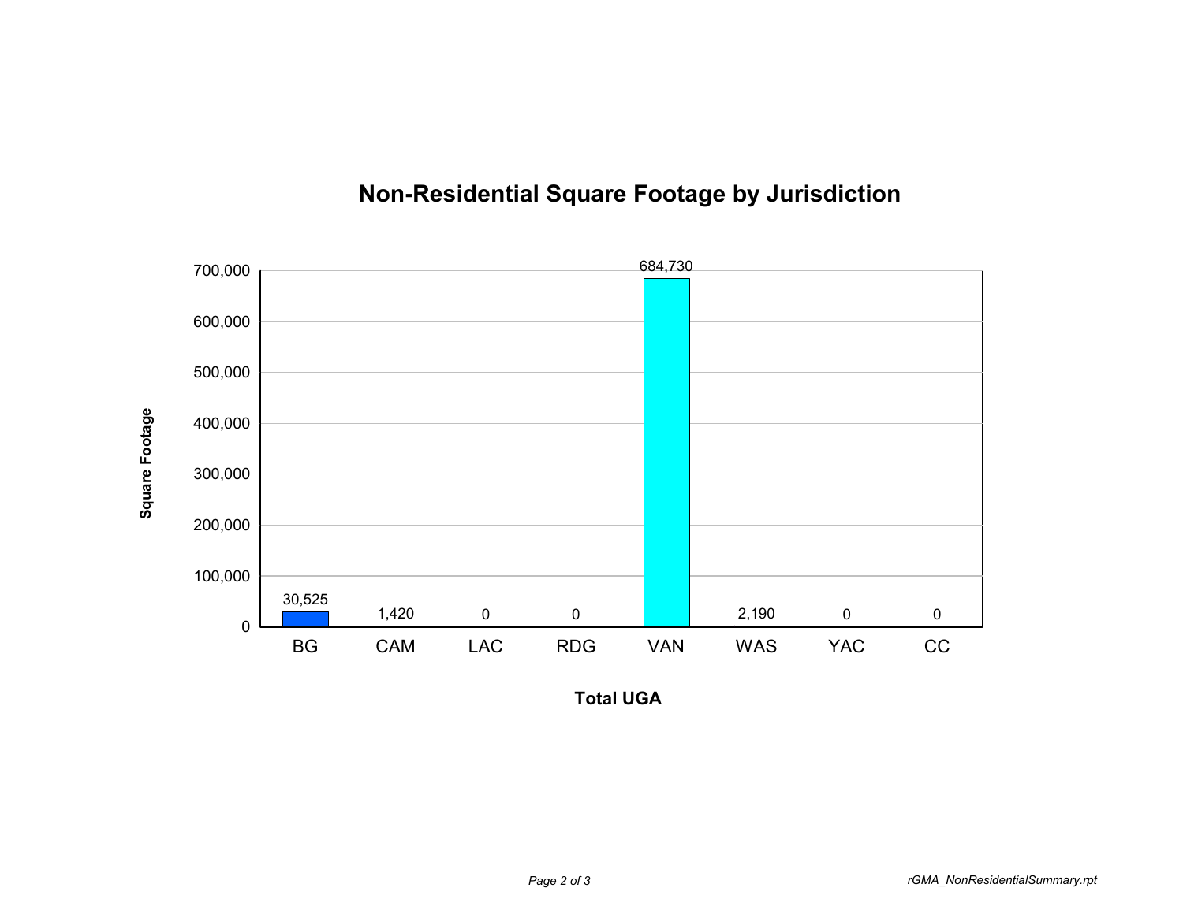## Non-Residential Square Footage by Jurisdiction

| Jurisdiction | Square Footage |
| --- | --- |
| BG | 30,525 |
| CAM | 1,420 |
| LAC | 0 |
| RDG | 0 |
| VAN | 684,730 |
| WAS | 2,190 |
| YAC | 0 |
| CC | 0 |

Total UGA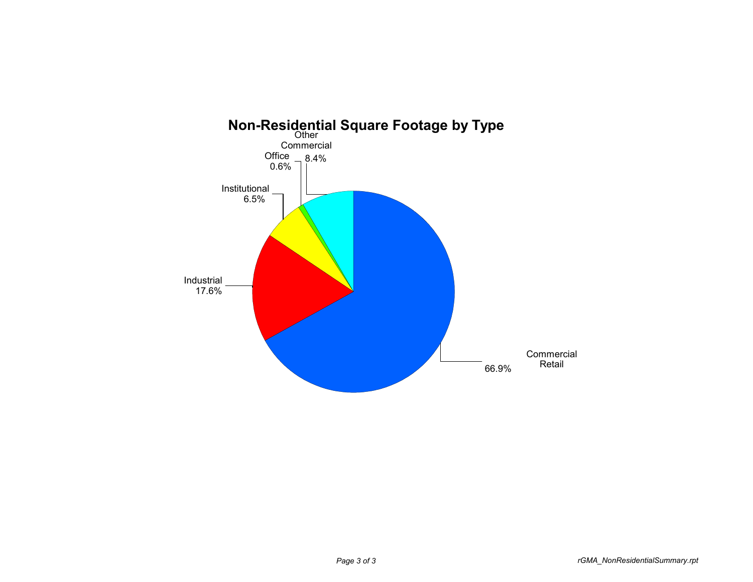## Non-Residential Square Footage by Type

Other Commercial 8.4%

Office 0.6%

Institutional 6.5%

Industrial 17.6%

Commercial Retail 66.9%